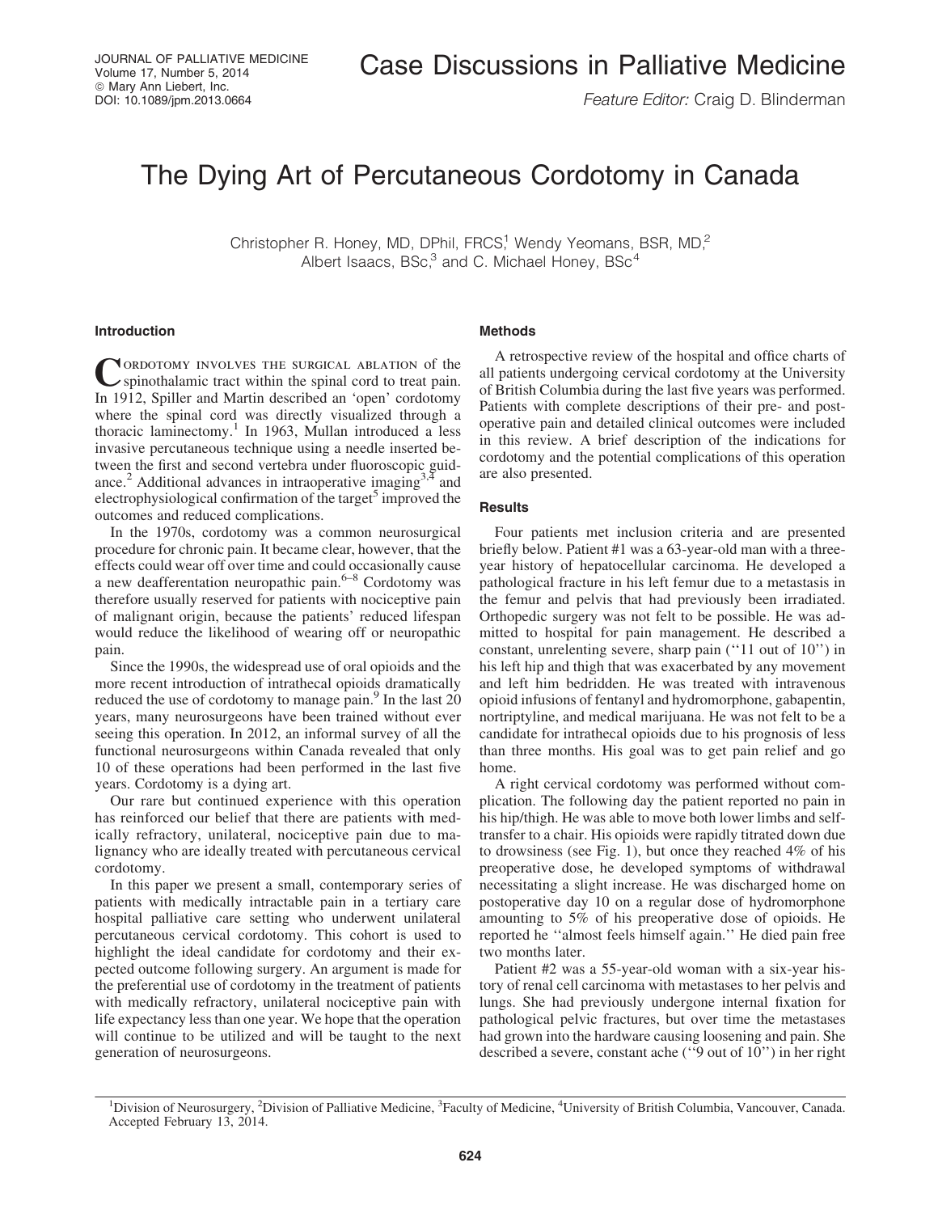# Case Discussions in Palliative Medicine

*Feature Editor:* Craig D. Blinderman

# The Dying Art of Percutaneous Cordotomy in Canada

Christopher R. Honey, MD, DPhil, FRCS,[1] Wendy Yeomans, BSR, MD,[2] Albert Isaacs, BSc,[3] and C. Michael Honey, BSc[4]

## Introduction

Cordotomy involves the surgical ablation of the spinothalamic tract within the spinal cord to treat pain. In 1912, Spiller and Martin described an 'open' cordotomy where the spinal cord was directly visualized through a thoracic laminectomy.[1] In 1963, Mullan introduced a less invasive percutaneous technique using a needle inserted between the first and second vertebra under fluoroscopic guidance.[2] Additional advances in intraoperative imaging[3,4] and electrophysiological confirmation of the target[5] improved the outcomes and reduced complications.

In the 1970s, cordotomy was a common neurosurgical procedure for chronic pain. It became clear, however, that the effects could wear off over time and could occasionally cause a new deafferentation neuropathic pain.[6–8] Cordotomy was therefore usually reserved for patients with nociceptive pain of malignant origin, because the patients' reduced lifespan would reduce the likelihood of wearing off or neuropathic pain.

Since the 1990s, the widespread use of oral opioids and the more recent introduction of intrathecal opioids dramatically reduced the use of cordotomy to manage pain.[9] In the last 20 years, many neurosurgeons have been trained without ever seeing this operation. In 2012, an informal survey of all the functional neurosurgeons within Canada revealed that only 10 of these operations had been performed in the last five years. Cordotomy is a dying art.

Our rare but continued experience with this operation has reinforced our belief that there are patients with medically refractory, unilateral, nociceptive pain due to malignancy who are ideally treated with percutaneous cervical cordotomy.

In this paper we present a small, contemporary series of patients with medically intractable pain in a tertiary care hospital palliative care setting who underwent unilateral percutaneous cervical cordotomy. This cohort is used to highlight the ideal candidate for cordotomy and their expected outcome following surgery. An argument is made for the preferential use of cordotomy in the treatment of patients with medically refractory, unilateral nociceptive pain with life expectancy less than one year. We hope that the operation will continue to be utilized and will be taught to the next generation of neurosurgeons.

## Methods

A retrospective review of the hospital and office charts of all patients undergoing cervical cordotomy at the University of British Columbia during the last five years was performed. Patients with complete descriptions of their pre- and postoperative pain and detailed clinical outcomes were included in this review. A brief description of the indications for cordotomy and the potential complications of this operation are also presented.

## Results

Four patients met inclusion criteria and are presented briefly below. Patient #1 was a 63-year-old man with a three-year history of hepatocellular carcinoma. He developed a pathological fracture in his left femur due to a metastasis in the femur and pelvis that had previously been irradiated. Orthopedic surgery was not felt to be possible. He was admitted to hospital for pain management. He described a constant, unrelenting severe, sharp pain (''11 out of 10'') in his left hip and thigh that was exacerbated by any movement and left him bedridden. He was treated with intravenous opioid infusions of fentanyl and hydromorphone, gabapentin, nortriptyline, and medical marijuana. He was not felt to be a candidate for intrathecal opioids due to his prognosis of less than three months. His goal was to get pain relief and go home.

A right cervical cordotomy was performed without complication. The following day the patient reported no pain in his hip/thigh. He was able to move both lower limbs and self-transfer to a chair. His opioids were rapidly titrated down due to drowsiness (see Fig. 1), but once they reached 4% of his preoperative dose, he developed symptoms of withdrawal necessitating a slight increase. He was discharged home on postoperative day 10 on a regular dose of hydromorphone amounting to 5% of his preoperative dose of opioids. He reported he ''almost feels himself again.'' He died pain free two months later.

Patient #2 was a 55-year-old woman with a six-year history of renal cell carcinoma with metastases to her pelvis and lungs. She had previously undergone internal fixation for pathological pelvic fractures, but over time the metastases had grown into the hardware causing loosening and pain. She described a severe, constant ache (''9 out of 10'') in her right

[1]Division of Neurosurgery, [2]Division of Palliative Medicine, [3]Faculty of Medicine, [4]University of British Columbia, Vancouver, Canada.
Accepted February 13, 2014.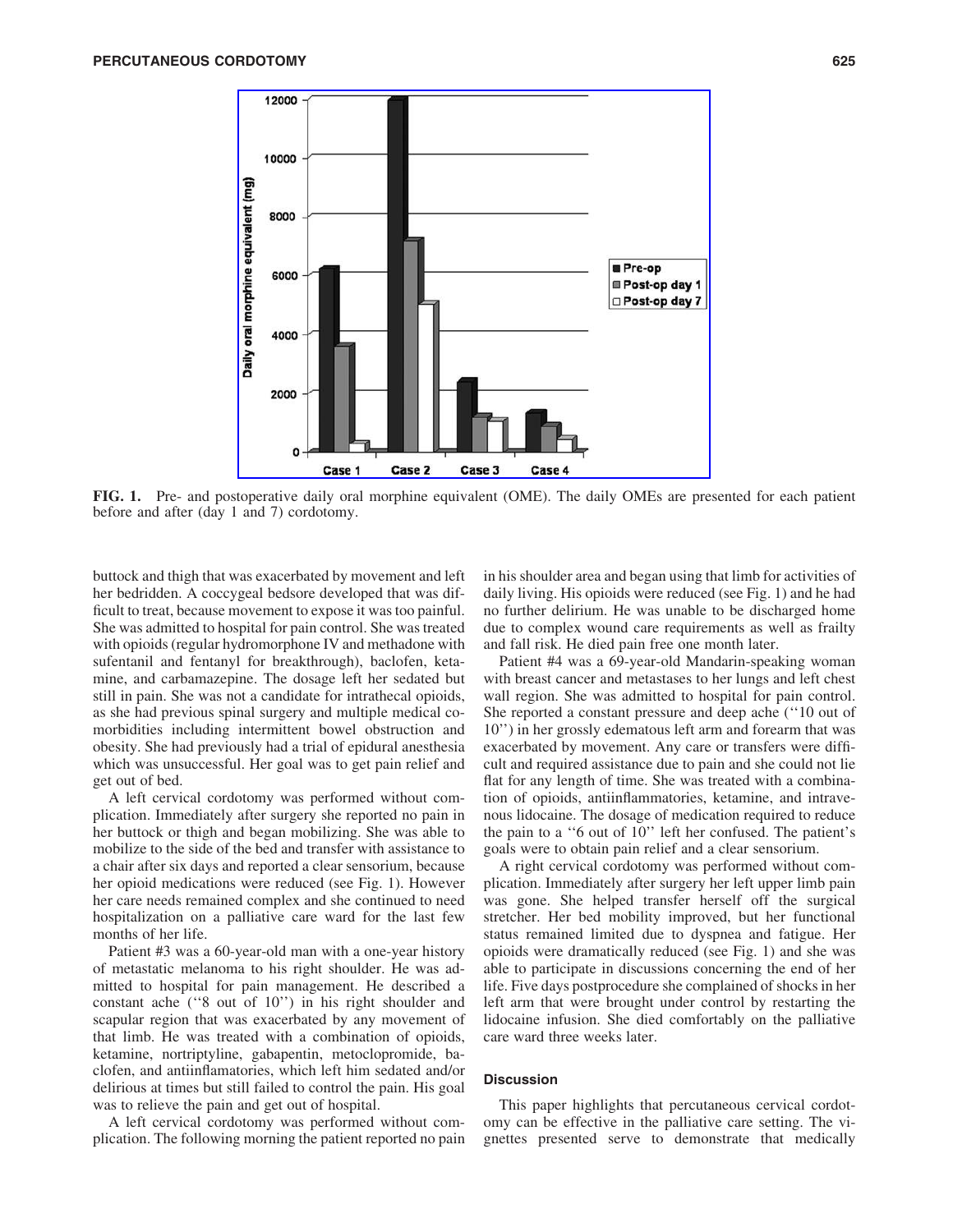FIG. 1. Pre- and postoperative daily oral morphine equivalent (OME). The daily OMEs are presented for each patient before and after (day 1 and 7) cordotomy.

buttock and thigh that was exacerbated by movement and left her bedridden. A coccygeal bedsore developed that was difficult to treat, because movement to expose it was too painful. She was admitted to hospital for pain control. She was treated with opioids (regular hydromorphone IV and methadone with sufentanil and fentanyl for breakthrough), baclofen, ketamine, and carbamazepine. The dosage left her sedated but still in pain. She was not a candidate for intrathecal opioids, as she had previous spinal surgery and multiple medical comorbidities including intermittent bowel obstruction and obesity. She had previously had a trial of epidural anesthesia which was unsuccessful. Her goal was to get pain relief and get out of bed.

A left cervical cordotomy was performed without complication. Immediately after surgery she reported no pain in her buttock or thigh and began mobilizing. She was able to mobilize to the side of the bed and transfer with assistance to a chair after six days and reported a clear sensorium, because her opioid medications were reduced (see Fig. 1). However her care needs remained complex and she continued to need hospitalization on a palliative care ward for the last few months of her life.

Patient #3 was a 60-year-old man with a one-year history of metastatic melanoma to his right shoulder. He was admitted to hospital for pain management. He described a constant ache (''8 out of 10'') in his right shoulder and scapular region that was exacerbated by any movement of that limb. He was treated with a combination of opioids, ketamine, nortriptyline, gabapentin, metoclopromide, baclofen, and antiinflamatories, which left him sedated and/or delirious at times but still failed to control the pain. His goal was to relieve the pain and get out of hospital.

A left cervical cordotomy was performed without complication. The following morning the patient reported no pain in his shoulder area and began using that limb for activities of daily living. His opioids were reduced (see Fig. 1) and he had no further delirium. He was unable to be discharged home due to complex wound care requirements as well as frailty and fall risk. He died pain free one month later.

Patient #4 was a 69-year-old Mandarin-speaking woman with breast cancer and metastases to her lungs and left chest wall region. She was admitted to hospital for pain control. She reported a constant pressure and deep ache (''10 out of 10'') in her grossly edematous left arm and forearm that was exacerbated by movement. Any care or transfers were difficult and required assistance due to pain and she could not lie flat for any length of time. She was treated with a combination of opioids, antiinflammatories, ketamine, and intravenous lidocaine. The dosage of medication required to reduce the pain to a ''6 out of 10'' left her confused. The patient's goals were to obtain pain relief and a clear sensorium.

A right cervical cordotomy was performed without complication. Immediately after surgery her left upper limb pain was gone. She helped transfer herself off the surgical stretcher. Her bed mobility improved, but her functional status remained limited due to dyspnea and fatigue. Her opioids were dramatically reduced (see Fig. 1) and she was able to participate in discussions concerning the end of her life. Five days postprocedure she complained of shocks in her left arm that were brought under control by restarting the lidocaine infusion. She died comfortably on the palliative care ward three weeks later.

## Discussion

This paper highlights that percutaneous cervical cordotomy can be effective in the palliative care setting. The vignettes presented serve to demonstrate that medically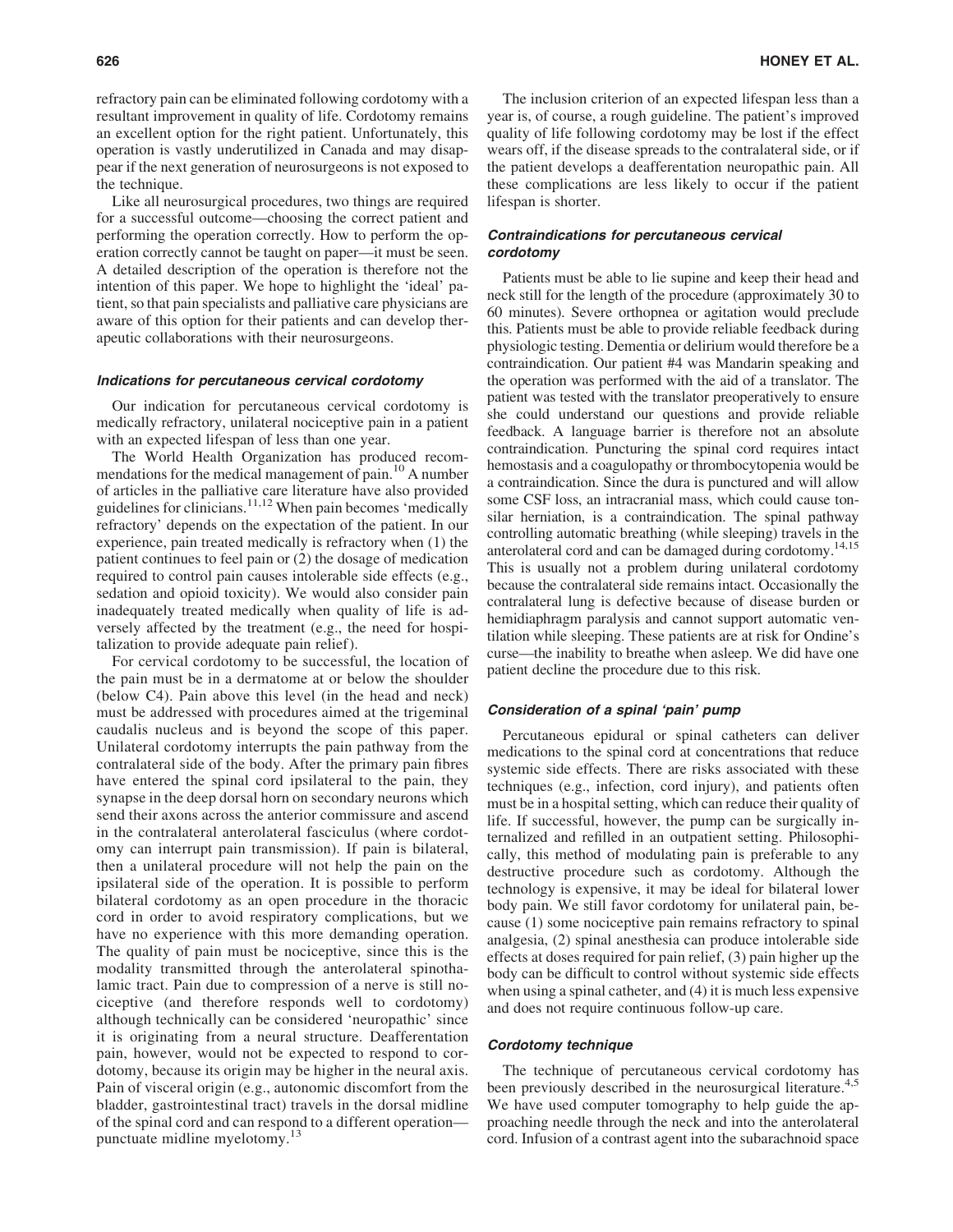refractory pain can be eliminated following cordotomy with a resultant improvement in quality of life. Cordotomy remains an excellent option for the right patient. Unfortunately, this operation is vastly underutilized in Canada and may disappear if the next generation of neurosurgeons is not exposed to the technique.

Like all neurosurgical procedures, two things are required for a successful outcome—choosing the correct patient and performing the operation correctly. How to perform the operation correctly cannot be taught on paper—it must be seen. A detailed description of the operation is therefore not the intention of this paper. We hope to highlight the 'ideal' patient, so that pain specialists and palliative care physicians are aware of this option for their patients and can develop therapeutic collaborations with their neurosurgeons.

### *Indications for percutaneous cervical cordotomy*

Our indication for percutaneous cervical cordotomy is medically refractory, unilateral nociceptive pain in a patient with an expected lifespan of less than one year.

The World Health Organization has produced recommendations for the medical management of pain.[10] A number of articles in the palliative care literature have also provided guidelines for clinicians.[11,12] When pain becomes 'medically refractory' depends on the expectation of the patient. In our experience, pain treated medically is refractory when (1) the patient continues to feel pain or (2) the dosage of medication required to control pain causes intolerable side effects (e.g., sedation and opioid toxicity). We would also consider pain inadequately treated medically when quality of life is adversely affected by the treatment (e.g., the need for hospitalization to provide adequate pain relief).

For cervical cordotomy to be successful, the location of the pain must be in a dermatome at or below the shoulder (below C4). Pain above this level (in the head and neck) must be addressed with procedures aimed at the trigeminal caudalis nucleus and is beyond the scope of this paper. Unilateral cordotomy interrupts the pain pathway from the contralateral side of the body. After the primary pain fibres have entered the spinal cord ipsilateral to the pain, they synapse in the deep dorsal horn on secondary neurons which send their axons across the anterior commissure and ascend in the contralateral anterolateral fasciculus (where cordotomy can interrupt pain transmission). If pain is bilateral, then a unilateral procedure will not help the pain on the ipsilateral side of the operation. It is possible to perform bilateral cordotomy as an open procedure in the thoracic cord in order to avoid respiratory complications, but we have no experience with this more demanding operation. The quality of pain must be nociceptive, since this is the modality transmitted through the anterolateral spinothalamic tract. Pain due to compression of a nerve is still nociceptive (and therefore responds well to cordotomy) although technically can be considered 'neuropathic' since it is originating from a neural structure. Deafferentation pain, however, would not be expected to respond to cordotomy, because its origin may be higher in the neural axis. Pain of visceral origin (e.g., autonomic discomfort from the bladder, gastrointestinal tract) travels in the dorsal midline of the spinal cord and can respond to a different operation—punctuate midline myelotomy.[13]

The inclusion criterion of an expected lifespan less than a year is, of course, a rough guideline. The patient's improved quality of life following cordotomy may be lost if the effect wears off, if the disease spreads to the contralateral side, or if the patient develops a deafferentation neuropathic pain. All these complications are less likely to occur if the patient lifespan is shorter.

### *Contraindications for percutaneous cervical cordotomy*

Patients must be able to lie supine and keep their head and neck still for the length of the procedure (approximately 30 to 60 minutes). Severe orthopnea or agitation would preclude this. Patients must be able to provide reliable feedback during physiologic testing. Dementia or delirium would therefore be a contraindication. Our patient #4 was Mandarin speaking and the operation was performed with the aid of a translator. The patient was tested with the translator preoperatively to ensure she could understand our questions and provide reliable feedback. A language barrier is therefore not an absolute contraindication. Puncturing the spinal cord requires intact hemostasis and a coagulopathy or thrombocytopenia would be a contraindication. Since the dura is punctured and will allow some CSF loss, an intracranial mass, which could cause tonsilar herniation, is a contraindication. The spinal pathway controlling automatic breathing (while sleeping) travels in the anterolateral cord and can be damaged during cordotomy.[14,15] This is usually not a problem during unilateral cordotomy because the contralateral side remains intact. Occasionally the contralateral lung is defective because of disease burden or hemidiaphragm paralysis and cannot support automatic ventilation while sleeping. These patients are at risk for Ondine's curse—the inability to breathe when asleep. We did have one patient decline the procedure due to this risk.

### *Consideration of a spinal 'pain' pump*

Percutaneous epidural or spinal catheters can deliver medications to the spinal cord at concentrations that reduce systemic side effects. There are risks associated with these techniques (e.g., infection, cord injury), and patients often must be in a hospital setting, which can reduce their quality of life. If successful, however, the pump can be surgically internalized and refilled in an outpatient setting. Philosophically, this method of modulating pain is preferable to any destructive procedure such as cordotomy. Although the technology is expensive, it may be ideal for bilateral lower body pain. We still favor cordotomy for unilateral pain, because (1) some nociceptive pain remains refractory to spinal analgesia, (2) spinal anesthesia can produce intolerable side effects at doses required for pain relief, (3) pain higher up the body can be difficult to control without systemic side effects when using a spinal catheter, and (4) it is much less expensive and does not require continuous follow-up care.

### *Cordotomy technique*

The technique of percutaneous cervical cordotomy has been previously described in the neurosurgical literature.[4,5] We have used computer tomography to help guide the approaching needle through the neck and into the anterolateral cord. Infusion of a contrast agent into the subarachnoid space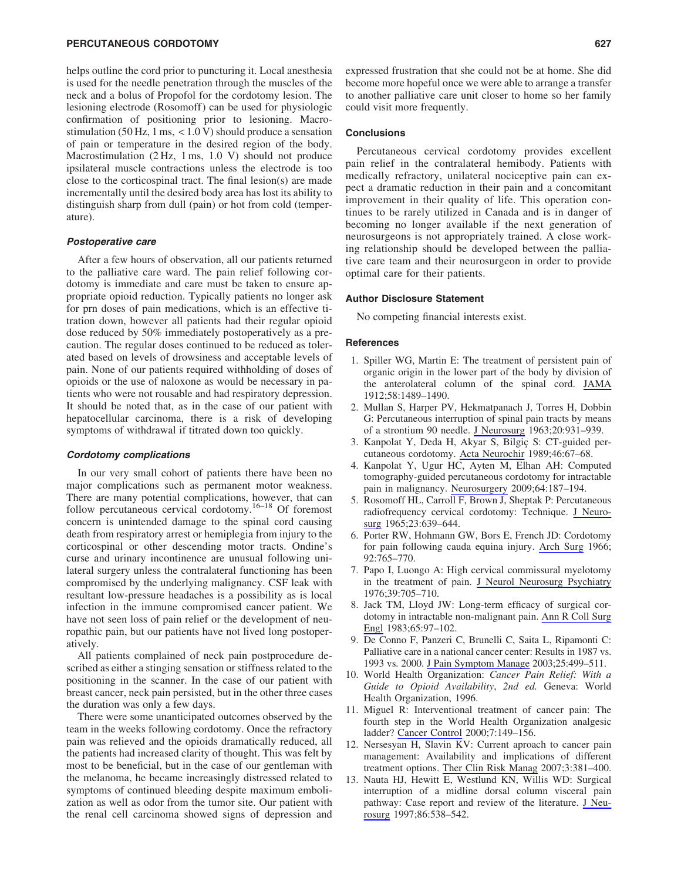helps outline the cord prior to puncturing it. Local anesthesia is used for the needle penetration through the muscles of the neck and a bolus of Propofol for the cordotomy lesion. The lesioning electrode (Rosomoff) can be used for physiologic confirmation of positioning prior to lesioning. Macrostimulation (50 Hz, 1 ms, < 1.0 V) should produce a sensation of pain or temperature in the desired region of the body. Macrostimulation (2 Hz, 1 ms, 1.0 V) should not produce ipsilateral muscle contractions unless the electrode is too close to the corticospinal tract. The final lesion(s) are made incrementally until the desired body area has lost its ability to distinguish sharp from dull (pain) or hot from cold (temperature).

### *Postoperative care*

After a few hours of observation, all our patients returned to the palliative care ward. The pain relief following cordotomy is immediate and care must be taken to ensure appropriate opioid reduction. Typically patients no longer ask for prn doses of pain medications, which is an effective titration down, however all patients had their regular opioid dose reduced by 50% immediately postoperatively as a precaution. The regular doses continued to be reduced as tolerated based on levels of drowsiness and acceptable levels of pain. None of our patients required withholding of doses of opioids or the use of naloxone as would be necessary in patients who were not rousable and had respiratory depression. It should be noted that, as in the case of our patient with hepatocellular carcinoma, there is a risk of developing symptoms of withdrawal if titrated down too quickly.

### *Cordotomy complications*

In our very small cohort of patients there have been no major complications such as permanent motor weakness. There are many potential complications, however, that can follow percutaneous cervical cordotomy.[16–18] Of foremost concern is unintended damage to the spinal cord causing death from respiratory arrest or hemiplegia from injury to the corticospinal or other descending motor tracts. Ondine's curse and urinary incontinence are unusual following unilateral surgery unless the contralateral functioning has been compromised by the underlying malignancy. CSF leak with resultant low-pressure headaches is a possibility as is local infection in the immune compromised cancer patient. We have not seen loss of pain relief or the development of neuropathic pain, but our patients have not lived long postoperatively.

All patients complained of neck pain postprocedure described as either a stinging sensation or stiffness related to the positioning in the scanner. In the case of our patient with breast cancer, neck pain persisted, but in the other three cases the duration was only a few days.

There were some unanticipated outcomes observed by the team in the weeks following cordotomy. Once the refractory pain was relieved and the opioids dramatically reduced, all the patients had increased clarity of thought. This was felt by most to be beneficial, but in the case of our gentleman with the melanoma, he became increasingly distressed related to symptoms of continued bleeding despite maximum embolization as well as odor from the tumor site. Our patient with the renal cell carcinoma showed signs of depression and expressed frustration that she could not be at home. She did become more hopeful once we were able to arrange a transfer to another palliative care unit closer to home so her family could visit more frequently.

## Conclusions

Percutaneous cervical cordotomy provides excellent pain relief in the contralateral hemibody. Patients with medically refractory, unilateral nociceptive pain can expect a dramatic reduction in their pain and a concomitant improvement in their quality of life. This operation continues to be rarely utilized in Canada and is in danger of becoming no longer available if the next generation of neurosurgeons is not appropriately trained. A close working relationship should be developed between the palliative care team and their neurosurgeon in order to provide optimal care for their patients.

## Author Disclosure Statement

No competing financial interests exist.

## References

1. Spiller WG, Martin E: The treatment of persistent pain of organic origin in the lower part of the body by division of the anterolateral column of the spinal cord. JAMA 1912;58:1489–1490.
2. Mullan S, Harper PV, Hekmatpanach J, Torres H, Dobbin G: Percutaneous interruption of spinal pain tracts by means of a strontium 90 needle. J Neurosurg 1963;20:931–939.
3. Kanpolat Y, Deda H, Akyar S, Bilgiç S: CT-guided percutaneous cordotomy. Acta Neurochir 1989;46:67–68.
4. Kanpolat Y, Ugur HC, Ayten M, Elhan AH: Computed tomography-guided percutaneous cordotomy for intractable pain in malignancy. Neurosurgery 2009;64:187–194.
5. Rosomoff HL, Carroll F, Brown J, Sheptak P: Percutaneous radiofrequency cervical cordotomy: Technique. J Neurosurg 1965;23:639–644.
6. Porter RW, Hohmann GW, Bors E, French JD: Cordotomy for pain following cauda equina injury. Arch Surg 1966; 92:765–770.
7. Papo I, Luongo A: High cervical commissural myelotomy in the treatment of pain. J Neurol Neurosurg Psychiatry 1976;39:705–710.
8. Jack TM, Lloyd JW: Long-term efficacy of surgical cordotomy in intractable non-malignant pain. Ann R Coll Surg Engl 1983;65:97–102.
9. De Conno F, Panzeri C, Brunelli C, Saita L, Ripamonti C: Palliative care in a national cancer center: Results in 1987 vs. 1993 vs. 2000. J Pain Symptom Manage 2003;25:499–511.
10. World Health Organization: *Cancer Pain Relief: With a Guide to Opioid Availability*, *2nd ed.* Geneva: World Health Organization, 1996.
11. Miguel R: Interventional treatment of cancer pain: The fourth step in the World Health Organization analgesic ladder? Cancer Control 2000;7:149–156.
12. Nersesyan H, Slavin KV: Current aproach to cancer pain management: Availability and implications of different treatment options. Ther Clin Risk Manag 2007;3:381–400.
13. Nauta HJ, Hewitt E, Westlund KN, Willis WD: Surgical interruption of a midline dorsal column visceral pain pathway: Case report and review of the literature. J Neurosurg 1997;86:538–542.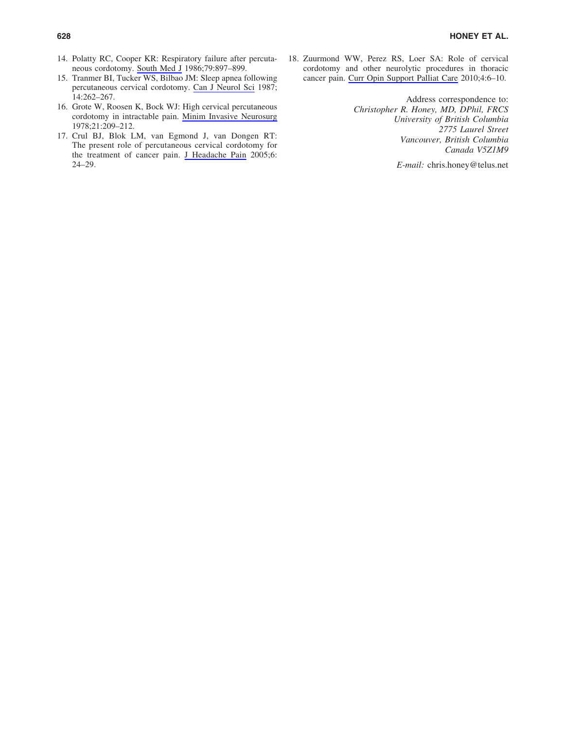14. Polatty RC, Cooper KR: Respiratory failure after percutaneous cordotomy. South Med J 1986;79:897–899.
15. Tranmer BI, Tucker WS, Bilbao JM: Sleep apnea following percutaneous cervical cordotomy. Can J Neurol Sci 1987; 14:262–267.
16. Grote W, Roosen K, Bock WJ: High cervical percutaneous cordotomy in intractable pain. Minim Invasive Neurosurg 1978;21:209–212.
17. Crul BJ, Blok LM, van Egmond J, van Dongen RT: The present role of percutaneous cervical cordotomy for the treatment of cancer pain. J Headache Pain 2005;6: 24–29.
18. Zuurmond WW, Perez RS, Loer SA: Role of cervical cordotomy and other neurolytic procedures in thoracic cancer pain. Curr Opin Support Palliat Care 2010;4:6–10.

Address correspondence to:
*Christopher R. Honey, MD, DPhil, FRCS*
*University of British Columbia*
*2775 Laurel Street*
*Vancouver, British Columbia*
*Canada V5Z1M9*

*E-mail:* chris.honey@telus.net